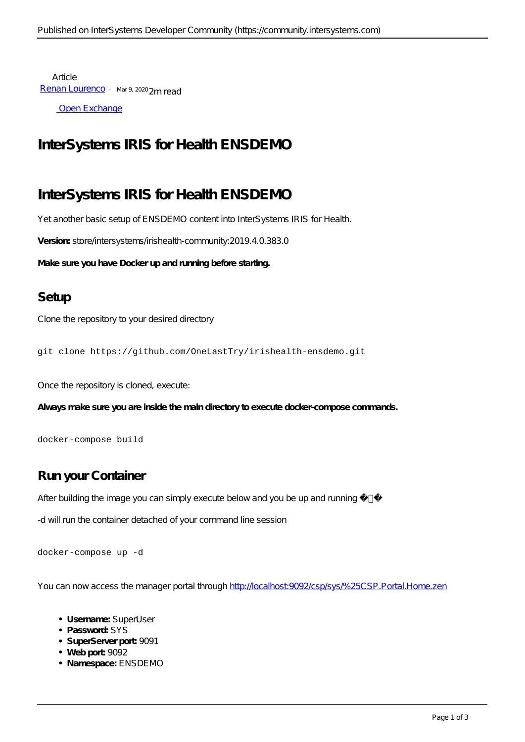Article
[Renan Lourenco](#) · Mar 9, 2020 2m read

[Open Exchange](#)

# InterSystems IRIS for Health ENSDEMO

# InterSystems IRIS for Health ENSDEMO

Yet another basic setup of ENSDEMO content into InterSystems IRIS for Health.

**Version:** store/intersystems/irishealth-community:2019.4.0.383.0

**Make sure you have Docker up and running before starting.**

## Setup

Clone the repository to your desired directory

```
git clone https://github.com/OneLastTry/irishealth-ensdemo.git
```

Once the repository is cloned, execute:

**Always make sure you are inside the main directory to execute docker-compose commands.**

```
docker-compose build
```

## Run your Container

After building the image you can simply execute below and you be up and running �Ὠ�

-d will run the container detached of your command line session

```
docker-compose up -d
```

You can now access the manager portal through [http://localhost:9092/csp/sys/%25CSP.Portal.Home.zen](http://localhost:9092/csp/sys/%25CSP.Portal.Home.zen)

- **Username:** SuperUser
- **Password:** SYS
- **SuperServer port:** 9091
- **Web port:** 9092
- **Namespace:** ENSDEMO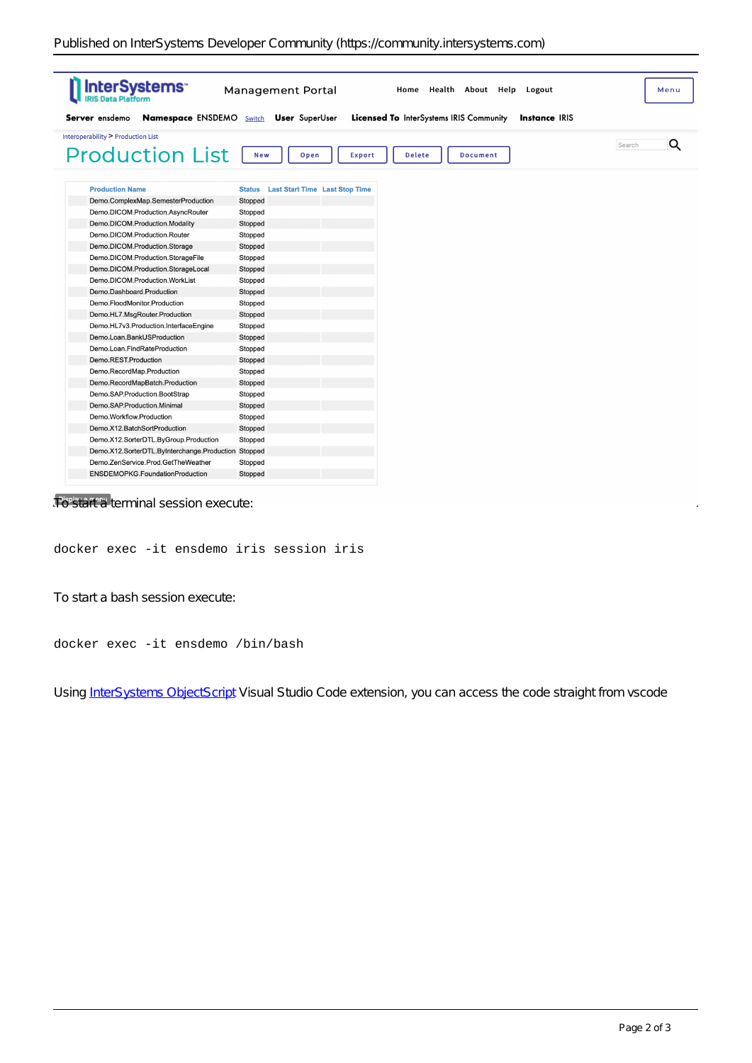| Production Name | Status | Last Start Time | Last Stop Time |
|---|---|---|---|
| Demo.ComplexMap.SemesterProduction | Stopped | | |
| Demo.DICOM.Production.AsyncRouter | Stopped | | |
| Demo.DICOM.Production.Modality | Stopped | | |
| Demo.DICOM.Production.Router | Stopped | | |
| Demo.DICOM.Production.Storage | Stopped | | |
| Demo.DICOM.Production.StorageFile | Stopped | | |
| Demo.DICOM.Production.StorageLocal | Stopped | | |
| Demo.DICOM.Production.WorkList | Stopped | | |
| Demo.Dashboard.Production | Stopped | | |
| Demo.FloodMonitor.Production | Stopped | | |
| Demo.HL7.MsgRouter.Production | Stopped | | |
| Demo.HL7v3.Production.InterfaceEngine | Stopped | | |
| Demo.Loan.BankUSProduction | Stopped | | |
| Demo.Loan.FindRateProduction | Stopped | | |
| Demo.REST.Production | Stopped | | |
| Demo.RecordMap.Production | Stopped | | |
| Demo.RecordMapBatch.Production | Stopped | | |
| Demo.SAP.Production.BootStrap | Stopped | | |
| Demo.SAP.Production.Minimal | Stopped | | |
| Demo.Workflow.Production | Stopped | | |
| Demo.X12.BatchSortProduction | Stopped | | |
| Demo.X12.SorterDTL.ByGroup.Production | Stopped | | |
| Demo.X12.SorterDTL.ByInterchange.Production | Stopped | | |
| Demo.ZenService.Prod.GetTheWeather | Stopped | | |
| ENSDEMOPKG.FoundationProduction | Stopped | | |

To start a terminal session execute:

```
docker exec -it ensdemo iris session iris
```

To start a bash session execute:

```
docker exec -it ensdemo /bin/bash
```

Using [InterSystems ObjectScript](https://marketplace.visualstudio.com/items?itemName=daimor.vscode-objectscript) Visual Studio Code extension, you can access the code straight from vscode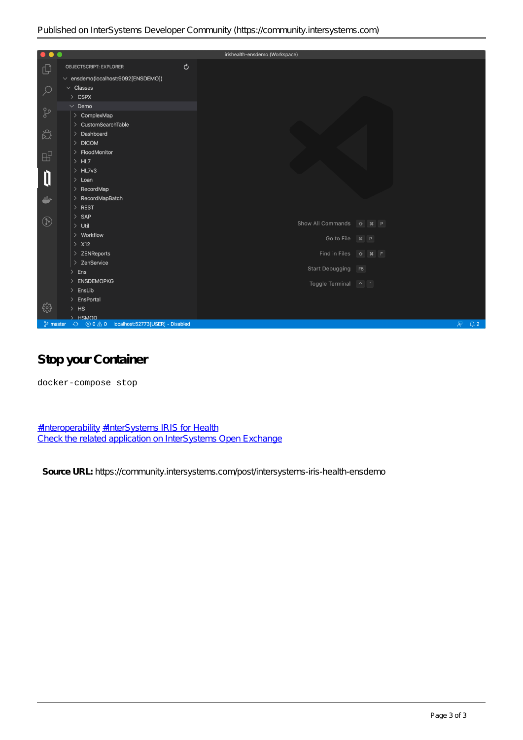## Stop your Container

```
docker-compose stop
```

#Interoperability #InterSystems IRIS for Health
Check the related application on InterSystems Open Exchange

**Source URL:** https://community.intersystems.com/post/intersystems-iris-health-ensdemo